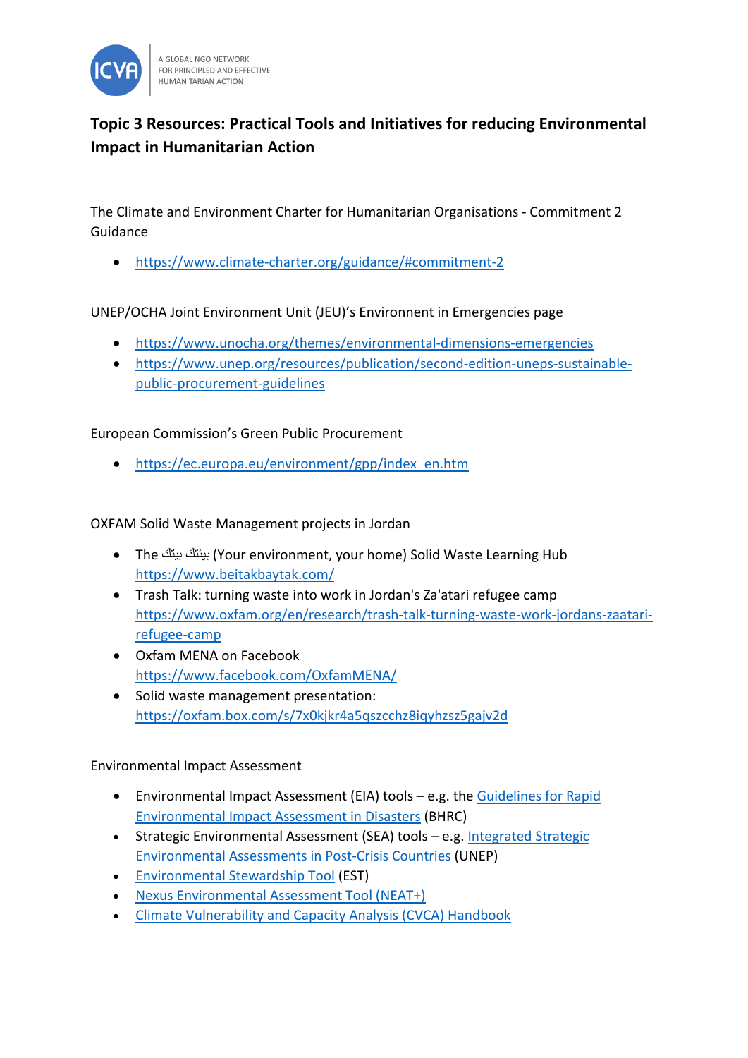A GLOBAL NGO NETWORK FOR PRINCIPLED AND EFFECTIVE HUMANITARIAN ACTION

# Topic 3 Resources: Practical Tools and Initiatives for reducing Environmental Impact in Humanitarian Action

The Climate and Environment Charter for Humanitarian Organisations - Commitment 2 Guidance

- https://www.climate-charter.org/guidance/#commitment-2

UNEP/OCHA Joint Environment Unit (JEU)'s Environnent in Emergencies page

- https://www.unocha.org/themes/environmental-dimensions-emergencies
- https://www.unep.org/resources/publication/second-edition-uneps-sustainable-public-procurement-guidelines

European Commission's Green Public Procurement

- https://ec.europa.eu/environment/gpp/index_en.htm

OXFAM Solid Waste Management projects in Jordan

- The بيئتك بيتك (Your environment, your home) Solid Waste Learning Hub https://www.beitakbaytak.com/
- Trash Talk: turning waste into work in Jordan's Za'atari refugee camp https://www.oxfam.org/en/research/trash-talk-turning-waste-work-jordans-zaatari-refugee-camp
- Oxfam MENA on Facebook https://www.facebook.com/OxfamMENA/
- Solid waste management presentation: https://oxfam.box.com/s/7x0kjkr4a5qszcchz8iqyhzsz5gajv2d

Environmental Impact Assessment

- Environmental Impact Assessment (EIA) tools – e.g. the Guidelines for Rapid Environmental Impact Assessment in Disasters (BHRC)
- Strategic Environmental Assessment (SEA) tools – e.g. Integrated Strategic Environmental Assessments in Post-Crisis Countries (UNEP)
- Environmental Stewardship Tool (EST)
- Nexus Environmental Assessment Tool (NEAT+)
- Climate Vulnerability and Capacity Analysis (CVCA) Handbook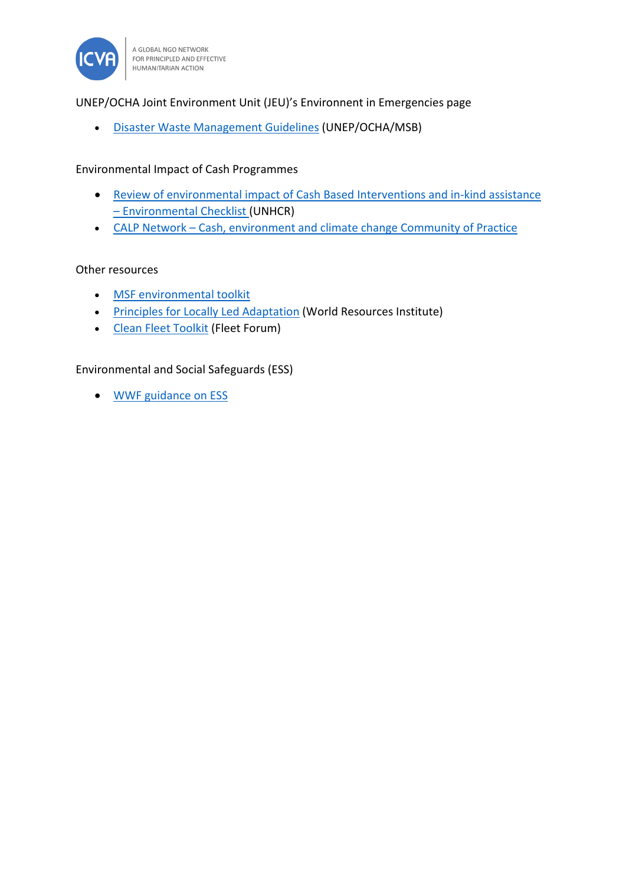UNEP/OCHA Joint Environment Unit (JEU)'s Environnent in Emergencies page

- Disaster Waste Management Guidelines (UNEP/OCHA/MSB)

Environmental Impact of Cash Programmes

- Review of environmental impact of Cash Based Interventions and in-kind assistance – Environmental Checklist (UNHCR)
- CALP Network – Cash, environment and climate change Community of Practice

Other resources

- MSF environmental toolkit
- Principles for Locally Led Adaptation (World Resources Institute)
- Clean Fleet Toolkit (Fleet Forum)

Environmental and Social Safeguards (ESS)

- WWF guidance on ESS